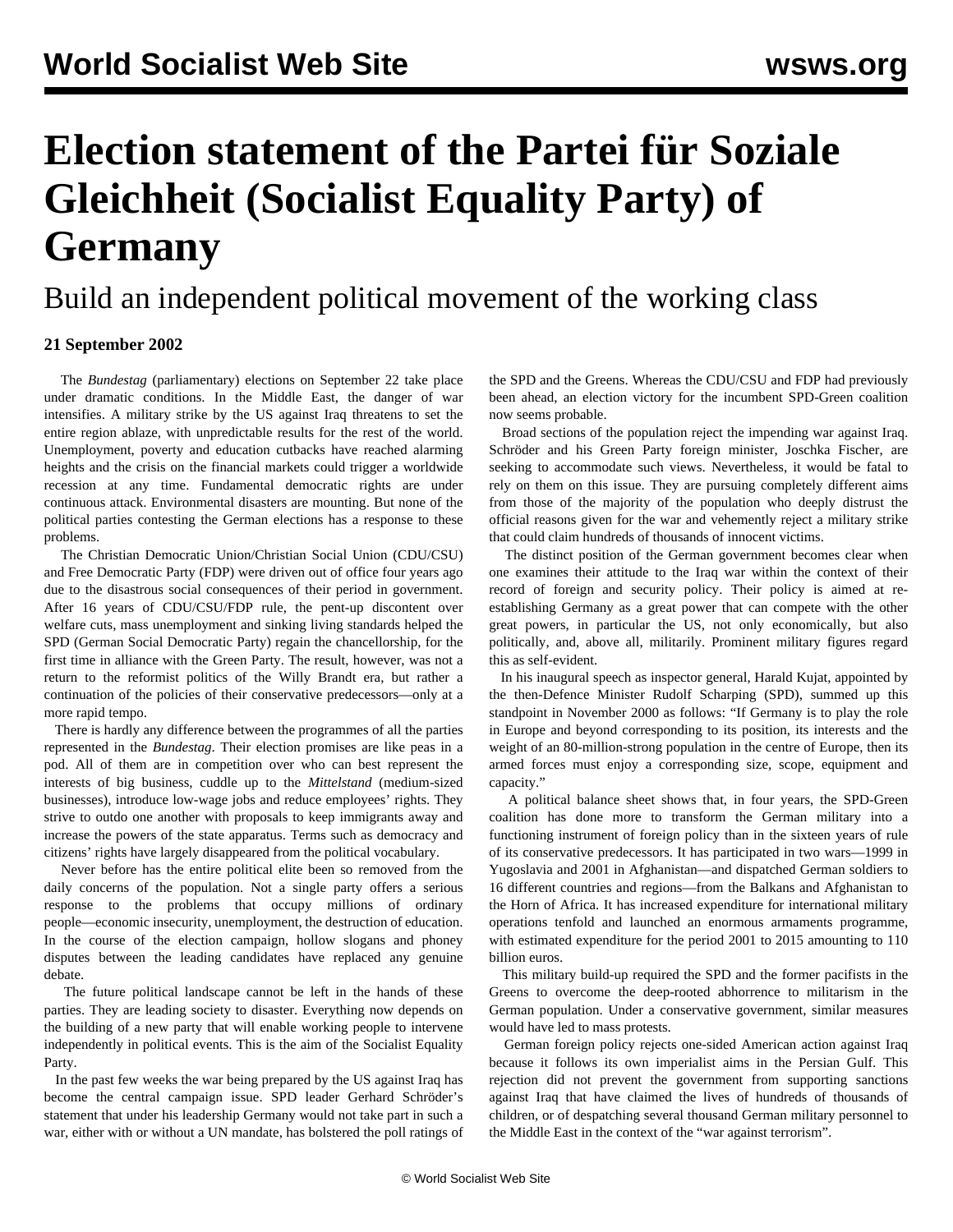# Election statement of the Partei für Soziale Gleichheit (Socialist Equality Party) of Germany

## Build an independent political movement of the working class

**21 September 2002**

The *Bundestag* (parliamentary) elections on September 22 take place under dramatic conditions. In the Middle East, the danger of war intensifies. A military strike by the US against Iraq threatens to set the entire region ablaze, with unpredictable results for the rest of the world. Unemployment, poverty and education cutbacks have reached alarming heights and the crisis on the financial markets could trigger a worldwide recession at any time. Fundamental democratic rights are under continuous attack. Environmental disasters are mounting. But none of the political parties contesting the German elections has a response to these problems.

The Christian Democratic Union/Christian Social Union (CDU/CSU) and Free Democratic Party (FDP) were driven out of office four years ago due to the disastrous social consequences of their period in government. After 16 years of CDU/CSU/FDP rule, the pent-up discontent over welfare cuts, mass unemployment and sinking living standards helped the SPD (German Social Democratic Party) regain the chancellorship, for the first time in alliance with the Green Party. The result, however, was not a return to the reformist politics of the Willy Brandt era, but rather a continuation of the policies of their conservative predecessors—only at a more rapid tempo.

There is hardly any difference between the programmes of all the parties represented in the *Bundestag*. Their election promises are like peas in a pod. All of them are in competition over who can best represent the interests of big business, cuddle up to the *Mittelstand* (medium-sized businesses), introduce low-wage jobs and reduce employees' rights. They strive to outdo one another with proposals to keep immigrants away and increase the powers of the state apparatus. Terms such as democracy and citizens' rights have largely disappeared from the political vocabulary.

Never before has the entire political elite been so removed from the daily concerns of the population. Not a single party offers a serious response to the problems that occupy millions of ordinary people—economic insecurity, unemployment, the destruction of education. In the course of the election campaign, hollow slogans and phoney disputes between the leading candidates have replaced any genuine debate.

The future political landscape cannot be left in the hands of these parties. They are leading society to disaster. Everything now depends on the building of a new party that will enable working people to intervene independently in political events. This is the aim of the Socialist Equality Party.

In the past few weeks the war being prepared by the US against Iraq has become the central campaign issue. SPD leader Gerhard Schröder's statement that under his leadership Germany would not take part in such a war, either with or without a UN mandate, has bolstered the poll ratings of the SPD and the Greens. Whereas the CDU/CSU and FDP had previously been ahead, an election victory for the incumbent SPD-Green coalition now seems probable.

Broad sections of the population reject the impending war against Iraq. Schröder and his Green Party foreign minister, Joschka Fischer, are seeking to accommodate such views. Nevertheless, it would be fatal to rely on them on this issue. They are pursuing completely different aims from those of the majority of the population who deeply distrust the official reasons given for the war and vehemently reject a military strike that could claim hundreds of thousands of innocent victims.

The distinct position of the German government becomes clear when one examines their attitude to the Iraq war within the context of their record of foreign and security policy. Their policy is aimed at re-establishing Germany as a great power that can compete with the other great powers, in particular the US, not only economically, but also politically, and, above all, militarily. Prominent military figures regard this as self-evident.

In his inaugural speech as inspector general, Harald Kujat, appointed by the then-Defence Minister Rudolf Scharping (SPD), summed up this standpoint in November 2000 as follows: "If Germany is to play the role in Europe and beyond corresponding to its position, its interests and the weight of an 80-million-strong population in the centre of Europe, then its armed forces must enjoy a corresponding size, scope, equipment and capacity."

A political balance sheet shows that, in four years, the SPD-Green coalition has done more to transform the German military into a functioning instrument of foreign policy than in the sixteen years of rule of its conservative predecessors. It has participated in two wars—1999 in Yugoslavia and 2001 in Afghanistan—and dispatched German soldiers to 16 different countries and regions—from the Balkans and Afghanistan to the Horn of Africa. It has increased expenditure for international military operations tenfold and launched an enormous armaments programme, with estimated expenditure for the period 2001 to 2015 amounting to 110 billion euros.

This military build-up required the SPD and the former pacifists in the Greens to overcome the deep-rooted abhorrence to militarism in the German population. Under a conservative government, similar measures would have led to mass protests.

German foreign policy rejects one-sided American action against Iraq because it follows its own imperialist aims in the Persian Gulf. This rejection did not prevent the government from supporting sanctions against Iraq that have claimed the lives of hundreds of thousands of children, or of despatching several thousand German military personnel to the Middle East in the context of the "war against terrorism".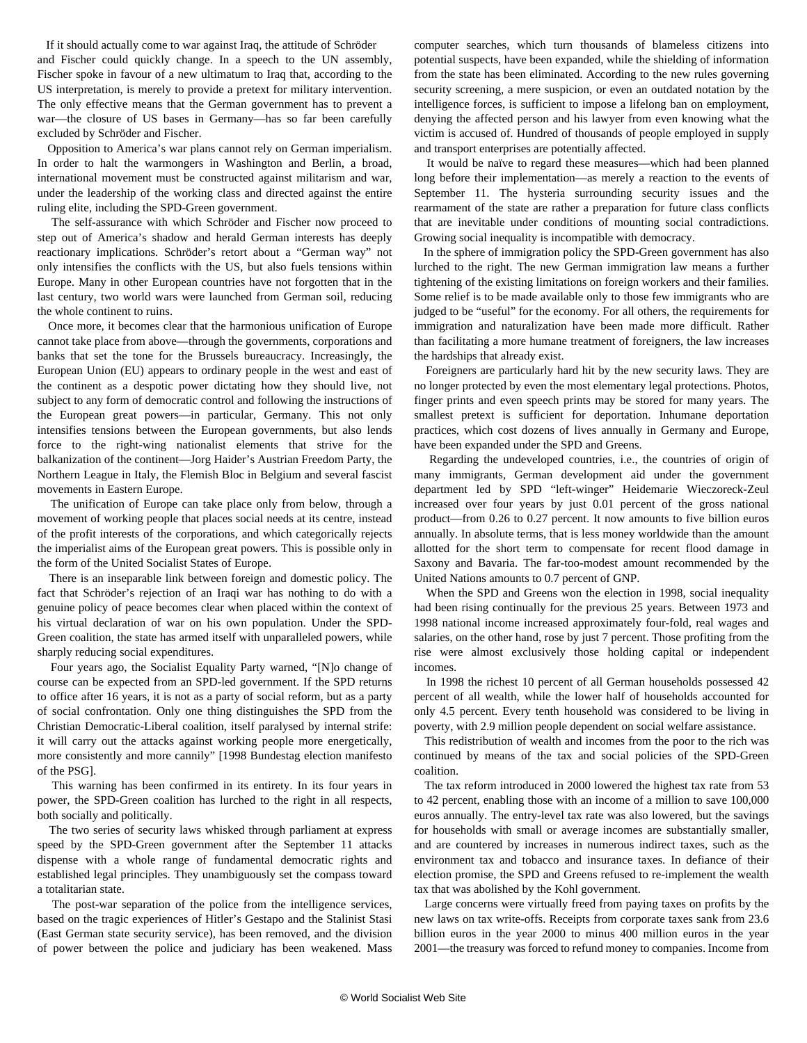If it should actually come to war against Iraq, the attitude of Schröder and Fischer could quickly change. In a speech to the UN assembly, Fischer spoke in favour of a new ultimatum to Iraq that, according to the US interpretation, is merely to provide a pretext for military intervention. The only effective means that the German government has to prevent a war—the closure of US bases in Germany—has so far been carefully excluded by Schröder and Fischer.

Opposition to America's war plans cannot rely on German imperialism. In order to halt the warmongers in Washington and Berlin, a broad, international movement must be constructed against militarism and war, under the leadership of the working class and directed against the entire ruling elite, including the SPD-Green government.

The self-assurance with which Schröder and Fischer now proceed to step out of America's shadow and herald German interests has deeply reactionary implications. Schröder's retort about a "German way" not only intensifies the conflicts with the US, but also fuels tensions within Europe. Many in other European countries have not forgotten that in the last century, two world wars were launched from German soil, reducing the whole continent to ruins.

Once more, it becomes clear that the harmonious unification of Europe cannot take place from above—through the governments, corporations and banks that set the tone for the Brussels bureaucracy. Increasingly, the European Union (EU) appears to ordinary people in the west and east of the continent as a despotic power dictating how they should live, not subject to any form of democratic control and following the instructions of the European great powers—in particular, Germany. This not only intensifies tensions between the European governments, but also lends force to the right-wing nationalist elements that strive for the balkanization of the continent—Jorg Haider's Austrian Freedom Party, the Northern League in Italy, the Flemish Bloc in Belgium and several fascist movements in Eastern Europe.

The unification of Europe can take place only from below, through a movement of working people that places social needs at its centre, instead of the profit interests of the corporations, and which categorically rejects the imperialist aims of the European great powers. This is possible only in the form of the United Socialist States of Europe.

There is an inseparable link between foreign and domestic policy. The fact that Schröder's rejection of an Iraqi war has nothing to do with a genuine policy of peace becomes clear when placed within the context of his virtual declaration of war on his own population. Under the SPD-Green coalition, the state has armed itself with unparalleled powers, while sharply reducing social expenditures.

Four years ago, the Socialist Equality Party warned, "[N]o change of course can be expected from an SPD-led government. If the SPD returns to office after 16 years, it is not as a party of social reform, but as a party of social confrontation. Only one thing distinguishes the SPD from the Christian Democratic-Liberal coalition, itself paralysed by internal strife: it will carry out the attacks against working people more energetically, more consistently and more cannily" [1998 Bundestag election manifesto of the PSG].

This warning has been confirmed in its entirety. In its four years in power, the SPD-Green coalition has lurched to the right in all respects, both socially and politically.

The two series of security laws whisked through parliament at express speed by the SPD-Green government after the September 11 attacks dispense with a whole range of fundamental democratic rights and established legal principles. They unambiguously set the compass toward a totalitarian state.

The post-war separation of the police from the intelligence services, based on the tragic experiences of Hitler's Gestapo and the Stalinist Stasi (East German state security service), has been removed, and the division of power between the police and judiciary has been weakened. Mass computer searches, which turn thousands of blameless citizens into potential suspects, have been expanded, while the shielding of information from the state has been eliminated. According to the new rules governing security screening, a mere suspicion, or even an outdated notation by the intelligence forces, is sufficient to impose a lifelong ban on employment, denying the affected person and his lawyer from even knowing what the victim is accused of. Hundred of thousands of people employed in supply and transport enterprises are potentially affected.

It would be naïve to regard these measures—which had been planned long before their implementation—as merely a reaction to the events of September 11. The hysteria surrounding security issues and the rearmament of the state are rather a preparation for future class conflicts that are inevitable under conditions of mounting social contradictions. Growing social inequality is incompatible with democracy.

In the sphere of immigration policy the SPD-Green government has also lurched to the right. The new German immigration law means a further tightening of the existing limitations on foreign workers and their families. Some relief is to be made available only to those few immigrants who are judged to be "useful" for the economy. For all others, the requirements for immigration and naturalization have been made more difficult. Rather than facilitating a more humane treatment of foreigners, the law increases the hardships that already exist.

Foreigners are particularly hard hit by the new security laws. They are no longer protected by even the most elementary legal protections. Photos, finger prints and even speech prints may be stored for many years. The smallest pretext is sufficient for deportation. Inhumane deportation practices, which cost dozens of lives annually in Germany and Europe, have been expanded under the SPD and Greens.

Regarding the undeveloped countries, i.e., the countries of origin of many immigrants, German development aid under the government department led by SPD "left-winger" Heidemarie Wieczoreck-Zeul increased over four years by just 0.01 percent of the gross national product—from 0.26 to 0.27 percent. It now amounts to five billion euros annually. In absolute terms, that is less money worldwide than the amount allotted for the short term to compensate for recent flood damage in Saxony and Bavaria. The far-too-modest amount recommended by the United Nations amounts to 0.7 percent of GNP.

When the SPD and Greens won the election in 1998, social inequality had been rising continually for the previous 25 years. Between 1973 and 1998 national income increased approximately four-fold, real wages and salaries, on the other hand, rose by just 7 percent. Those profiting from the rise were almost exclusively those holding capital or independent incomes.

In 1998 the richest 10 percent of all German households possessed 42 percent of all wealth, while the lower half of households accounted for only 4.5 percent. Every tenth household was considered to be living in poverty, with 2.9 million people dependent on social welfare assistance.

This redistribution of wealth and incomes from the poor to the rich was continued by means of the tax and social policies of the SPD-Green coalition.

The tax reform introduced in 2000 lowered the highest tax rate from 53 to 42 percent, enabling those with an income of a million to save 100,000 euros annually. The entry-level tax rate was also lowered, but the savings for households with small or average incomes are substantially smaller, and are countered by increases in numerous indirect taxes, such as the environment tax and tobacco and insurance taxes. In defiance of their election promise, the SPD and Greens refused to re-implement the wealth tax that was abolished by the Kohl government.

Large concerns were virtually freed from paying taxes on profits by the new laws on tax write-offs. Receipts from corporate taxes sank from 23.6 billion euros in the year 2000 to minus 400 million euros in the year 2001—the treasury was forced to refund money to companies. Income from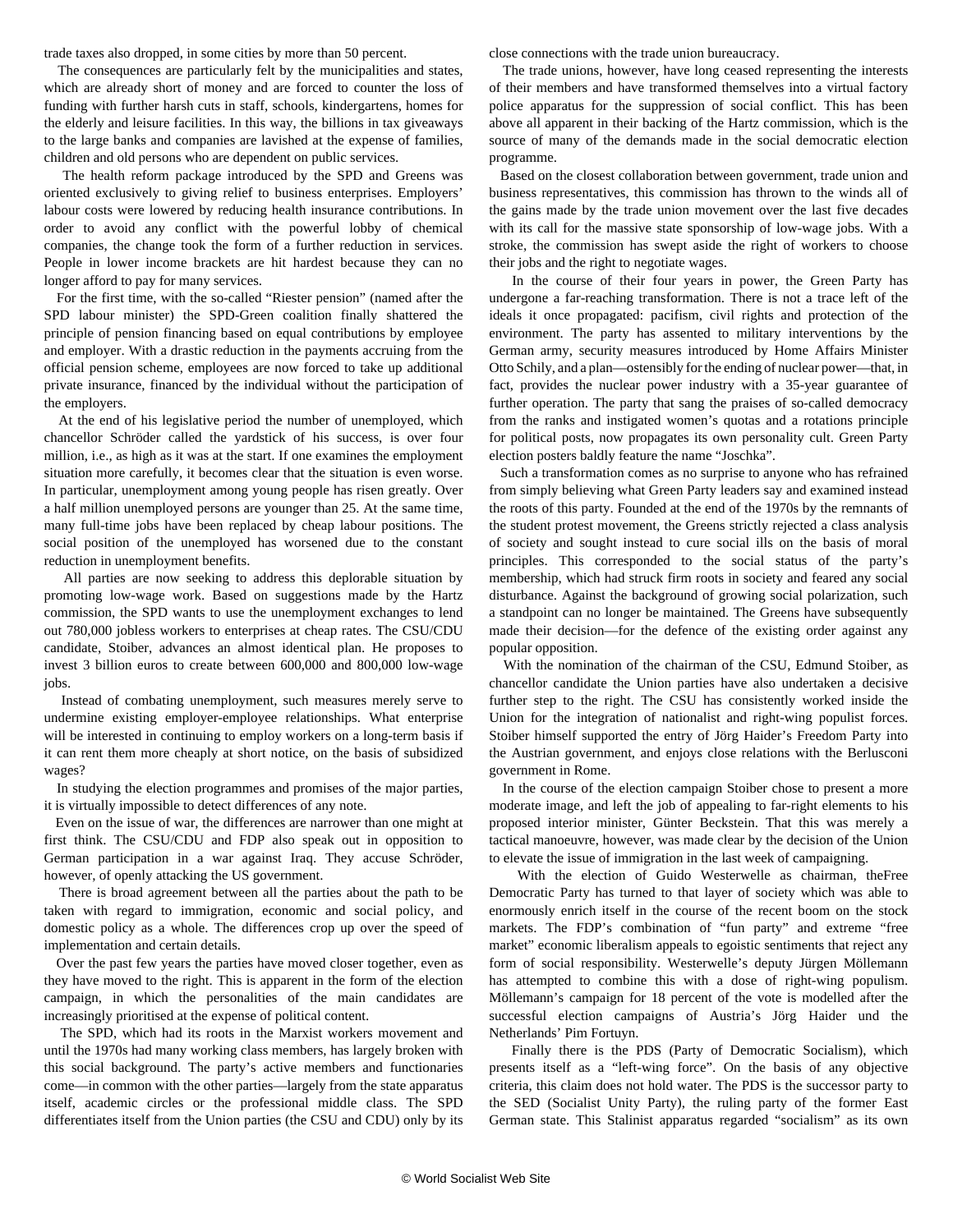trade taxes also dropped, in some cities by more than 50 percent.

The consequences are particularly felt by the municipalities and states, which are already short of money and are forced to counter the loss of funding with further harsh cuts in staff, schools, kindergartens, homes for the elderly and leisure facilities. In this way, the billions in tax giveaways to the large banks and companies are lavished at the expense of families, children and old persons who are dependent on public services.

The health reform package introduced by the SPD and Greens was oriented exclusively to giving relief to business enterprises. Employers' labour costs were lowered by reducing health insurance contributions. In order to avoid any conflict with the powerful lobby of chemical companies, the change took the form of a further reduction in services. People in lower income brackets are hit hardest because they can no longer afford to pay for many services.

For the first time, with the so-called "Riester pension" (named after the SPD labour minister) the SPD-Green coalition finally shattered the principle of pension financing based on equal contributions by employee and employer. With a drastic reduction in the payments accruing from the official pension scheme, employees are now forced to take up additional private insurance, financed by the individual without the participation of the employers.

At the end of his legislative period the number of unemployed, which chancellor Schröder called the yardstick of his success, is over four million, i.e., as high as it was at the start. If one examines the employment situation more carefully, it becomes clear that the situation is even worse. In particular, unemployment among young people has risen greatly. Over a half million unemployed persons are younger than 25. At the same time, many full-time jobs have been replaced by cheap labour positions. The social position of the unemployed has worsened due to the constant reduction in unemployment benefits.

All parties are now seeking to address this deplorable situation by promoting low-wage work. Based on suggestions made by the Hartz commission, the SPD wants to use the unemployment exchanges to lend out 780,000 jobless workers to enterprises at cheap rates. The CSU/CDU candidate, Stoiber, advances an almost identical plan. He proposes to invest 3 billion euros to create between 600,000 and 800,000 low-wage jobs.

Instead of combating unemployment, such measures merely serve to undermine existing employer-employee relationships. What enterprise will be interested in continuing to employ workers on a long-term basis if it can rent them more cheaply at short notice, on the basis of subsidized wages?

In studying the election programmes and promises of the major parties, it is virtually impossible to detect differences of any note.

Even on the issue of war, the differences are narrower than one might at first think. The CSU/CDU and FDP also speak out in opposition to German participation in a war against Iraq. They accuse Schröder, however, of openly attacking the US government.

There is broad agreement between all the parties about the path to be taken with regard to immigration, economic and social policy, and domestic policy as a whole. The differences crop up over the speed of implementation and certain details.

Over the past few years the parties have moved closer together, even as they have moved to the right. This is apparent in the form of the election campaign, in which the personalities of the main candidates are increasingly prioritised at the expense of political content.

The SPD, which had its roots in the Marxist workers movement and until the 1970s had many working class members, has largely broken with this social background. The party's active members and functionaries come—in common with the other parties—largely from the state apparatus itself, academic circles or the professional middle class. The SPD differentiates itself from the Union parties (the CSU and CDU) only by its close connections with the trade union bureaucracy.

The trade unions, however, have long ceased representing the interests of their members and have transformed themselves into a virtual factory police apparatus for the suppression of social conflict. This has been above all apparent in their backing of the Hartz commission, which is the source of many of the demands made in the social democratic election programme.

Based on the closest collaboration between government, trade union and business representatives, this commission has thrown to the winds all of the gains made by the trade union movement over the last five decades with its call for the massive state sponsorship of low-wage jobs. With a stroke, the commission has swept aside the right of workers to choose their jobs and the right to negotiate wages.

In the course of their four years in power, the Green Party has undergone a far-reaching transformation. There is not a trace left of the ideals it once propagated: pacifism, civil rights and protection of the environment. The party has assented to military interventions by the German army, security measures introduced by Home Affairs Minister Otto Schily, and a plan—ostensibly for the ending of nuclear power—that, in fact, provides the nuclear power industry with a 35-year guarantee of further operation. The party that sang the praises of so-called democracy from the ranks and instigated women's quotas and a rotations principle for political posts, now propagates its own personality cult. Green Party election posters baldly feature the name "Joschka".

Such a transformation comes as no surprise to anyone who has refrained from simply believing what Green Party leaders say and examined instead the roots of this party. Founded at the end of the 1970s by the remnants of the student protest movement, the Greens strictly rejected a class analysis of society and sought instead to cure social ills on the basis of moral principles. This corresponded to the social status of the party's membership, which had struck firm roots in society and feared any social disturbance. Against the background of growing social polarization, such a standpoint can no longer be maintained. The Greens have subsequently made their decision—for the defence of the existing order against any popular opposition.

With the nomination of the chairman of the CSU, Edmund Stoiber, as chancellor candidate the Union parties have also undertaken a decisive further step to the right. The CSU has consistently worked inside the Union for the integration of nationalist and right-wing populist forces. Stoiber himself supported the entry of Jörg Haider's Freedom Party into the Austrian government, and enjoys close relations with the Berlusconi government in Rome.

In the course of the election campaign Stoiber chose to present a more moderate image, and left the job of appealing to far-right elements to his proposed interior minister, Günter Beckstein. That this was merely a tactical manoeuvre, however, was made clear by the decision of the Union to elevate the issue of immigration in the last week of campaigning.

With the election of Guido Westerwelle as chairman, theFree Democratic Party has turned to that layer of society which was able to enormously enrich itself in the course of the recent boom on the stock markets. The FDP's combination of "fun party" and extreme "free market" economic liberalism appeals to egoistic sentiments that reject any form of social responsibility. Westerwelle's deputy Jürgen Möllemann has attempted to combine this with a dose of right-wing populism. Möllemann's campaign for 18 percent of the vote is modelled after the successful election campaigns of Austria's Jörg Haider und the Netherlands' Pim Fortuyn.

Finally there is the PDS (Party of Democratic Socialism), which presents itself as a "left-wing force". On the basis of any objective criteria, this claim does not hold water. The PDS is the successor party to the SED (Socialist Unity Party), the ruling party of the former East German state. This Stalinist apparatus regarded "socialism" as its own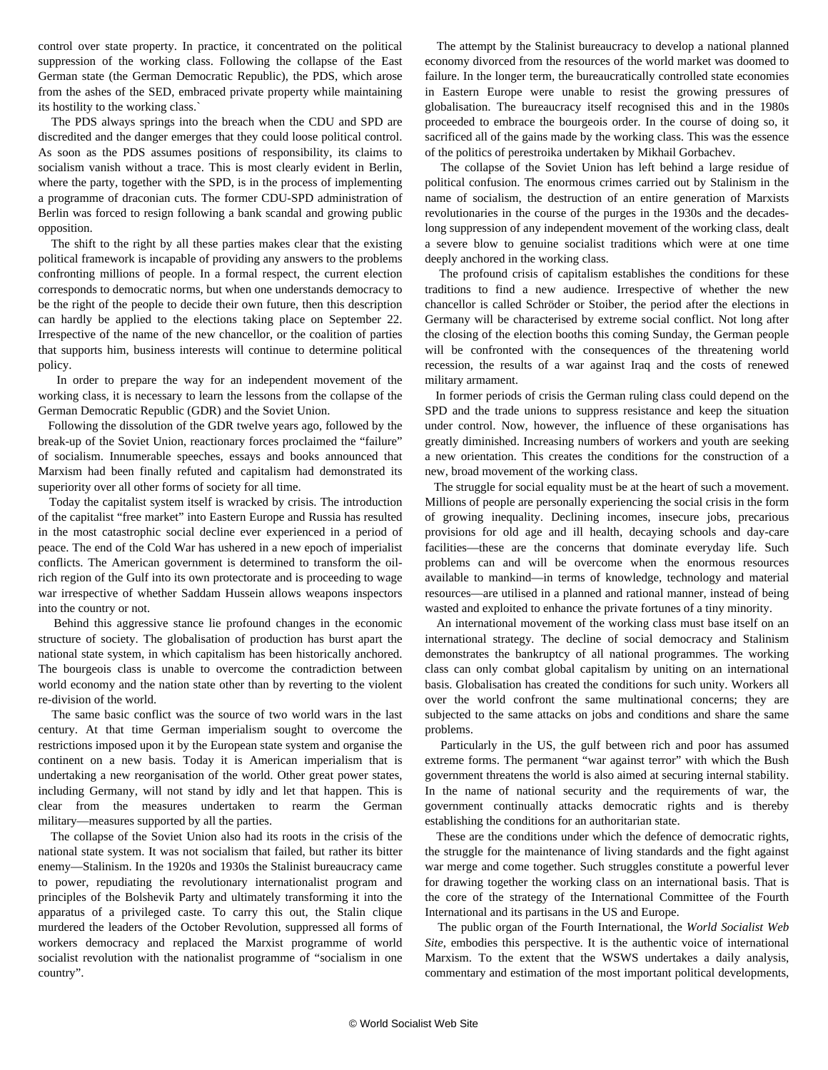control over state property. In practice, it concentrated on the political suppression of the working class. Following the collapse of the East German state (the German Democratic Republic), the PDS, which arose from the ashes of the SED, embraced private property while maintaining its hostility to the working class.`

The PDS always springs into the breach when the CDU and SPD are discredited and the danger emerges that they could loose political control. As soon as the PDS assumes positions of responsibility, its claims to socialism vanish without a trace. This is most clearly evident in Berlin, where the party, together with the SPD, is in the process of implementing a programme of draconian cuts. The former CDU-SPD administration of Berlin was forced to resign following a bank scandal and growing public opposition.

The shift to the right by all these parties makes clear that the existing political framework is incapable of providing any answers to the problems confronting millions of people. In a formal respect, the current election corresponds to democratic norms, but when one understands democracy to be the right of the people to decide their own future, then this description can hardly be applied to the elections taking place on September 22. Irrespective of the name of the new chancellor, or the coalition of parties that supports him, business interests will continue to determine political policy.

In order to prepare the way for an independent movement of the working class, it is necessary to learn the lessons from the collapse of the German Democratic Republic (GDR) and the Soviet Union.

Following the dissolution of the GDR twelve years ago, followed by the break-up of the Soviet Union, reactionary forces proclaimed the "failure" of socialism. Innumerable speeches, essays and books announced that Marxism had been finally refuted and capitalism had demonstrated its superiority over all other forms of society for all time.

Today the capitalist system itself is wracked by crisis. The introduction of the capitalist "free market" into Eastern Europe and Russia has resulted in the most catastrophic social decline ever experienced in a period of peace. The end of the Cold War has ushered in a new epoch of imperialist conflicts. The American government is determined to transform the oil-rich region of the Gulf into its own protectorate and is proceeding to wage war irrespective of whether Saddam Hussein allows weapons inspectors into the country or not.

Behind this aggressive stance lie profound changes in the economic structure of society. The globalisation of production has burst apart the national state system, in which capitalism has been historically anchored. The bourgeois class is unable to overcome the contradiction between world economy and the nation state other than by reverting to the violent re-division of the world.

The same basic conflict was the source of two world wars in the last century. At that time German imperialism sought to overcome the restrictions imposed upon it by the European state system and organise the continent on a new basis. Today it is American imperialism that is undertaking a new reorganisation of the world. Other great power states, including Germany, will not stand by idly and let that happen. This is clear from the measures undertaken to rearm the German military—measures supported by all the parties.

The collapse of the Soviet Union also had its roots in the crisis of the national state system. It was not socialism that failed, but rather its bitter enemy—Stalinism. In the 1920s and 1930s the Stalinist bureaucracy came to power, repudiating the revolutionary internationalist program and principles of the Bolshevik Party and ultimately transforming it into the apparatus of a privileged caste. To carry this out, the Stalin clique murdered the leaders of the October Revolution, suppressed all forms of workers democracy and replaced the Marxist programme of world socialist revolution with the nationalist programme of "socialism in one country".

The attempt by the Stalinist bureaucracy to develop a national planned economy divorced from the resources of the world market was doomed to failure. In the longer term, the bureaucratically controlled state economies in Eastern Europe were unable to resist the growing pressures of globalisation. The bureaucracy itself recognised this and in the 1980s proceeded to embrace the bourgeois order. In the course of doing so, it sacrificed all of the gains made by the working class. This was the essence of the politics of perestroika undertaken by Mikhail Gorbachev.

The collapse of the Soviet Union has left behind a large residue of political confusion. The enormous crimes carried out by Stalinism in the name of socialism, the destruction of an entire generation of Marxists revolutionaries in the course of the purges in the 1930s and the decades-long suppression of any independent movement of the working class, dealt a severe blow to genuine socialist traditions which were at one time deeply anchored in the working class.

The profound crisis of capitalism establishes the conditions for these traditions to find a new audience. Irrespective of whether the new chancellor is called Schröder or Stoiber, the period after the elections in Germany will be characterised by extreme social conflict. Not long after the closing of the election booths this coming Sunday, the German people will be confronted with the consequences of the threatening world recession, the results of a war against Iraq and the costs of renewed military armament.

In former periods of crisis the German ruling class could depend on the SPD and the trade unions to suppress resistance and keep the situation under control. Now, however, the influence of these organisations has greatly diminished. Increasing numbers of workers and youth are seeking a new orientation. This creates the conditions for the construction of a new, broad movement of the working class.

The struggle for social equality must be at the heart of such a movement. Millions of people are personally experiencing the social crisis in the form of growing inequality. Declining incomes, insecure jobs, precarious provisions for old age and ill health, decaying schools and day-care facilities—these are the concerns that dominate everyday life. Such problems can and will be overcome when the enormous resources available to mankind—in terms of knowledge, technology and material resources—are utilised in a planned and rational manner, instead of being wasted and exploited to enhance the private fortunes of a tiny minority.

An international movement of the working class must base itself on an international strategy. The decline of social democracy and Stalinism demonstrates the bankruptcy of all national programmes. The working class can only combat global capitalism by uniting on an international basis. Globalisation has created the conditions for such unity. Workers all over the world confront the same multinational concerns; they are subjected to the same attacks on jobs and conditions and share the same problems.

Particularly in the US, the gulf between rich and poor has assumed extreme forms. The permanent "war against terror" with which the Bush government threatens the world is also aimed at securing internal stability. In the name of national security and the requirements of war, the government continually attacks democratic rights and is thereby establishing the conditions for an authoritarian state.

These are the conditions under which the defence of democratic rights, the struggle for the maintenance of living standards and the fight against war merge and come together. Such struggles constitute a powerful lever for drawing together the working class on an international basis. That is the core of the strategy of the International Committee of the Fourth International and its partisans in the US and Europe.

The public organ of the Fourth International, the *World Socialist Web Site*, embodies this perspective. It is the authentic voice of international Marxism. To the extent that the WSWS undertakes a daily analysis, commentary and estimation of the most important political developments,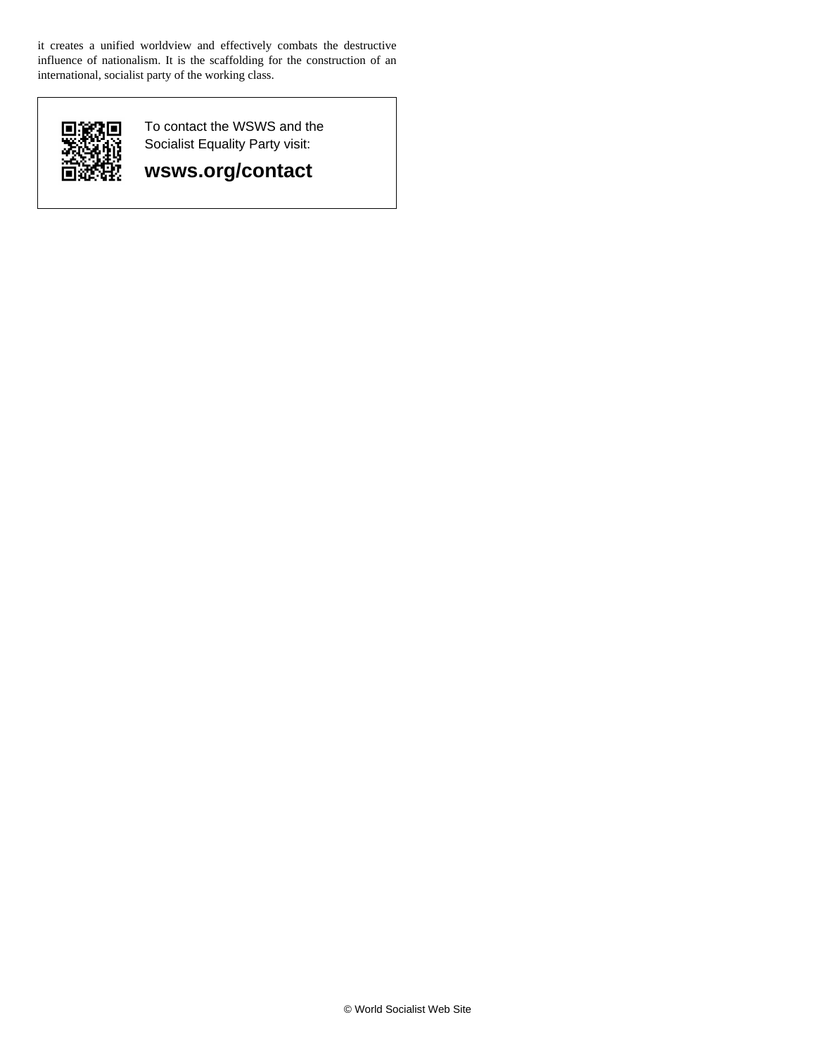it creates a unified worldview and effectively combats the destructive influence of nationalism. It is the scaffolding for the construction of an international, socialist party of the working class.

To contact the WSWS and the Socialist Equality Party visit:

**wsws.org/contact**